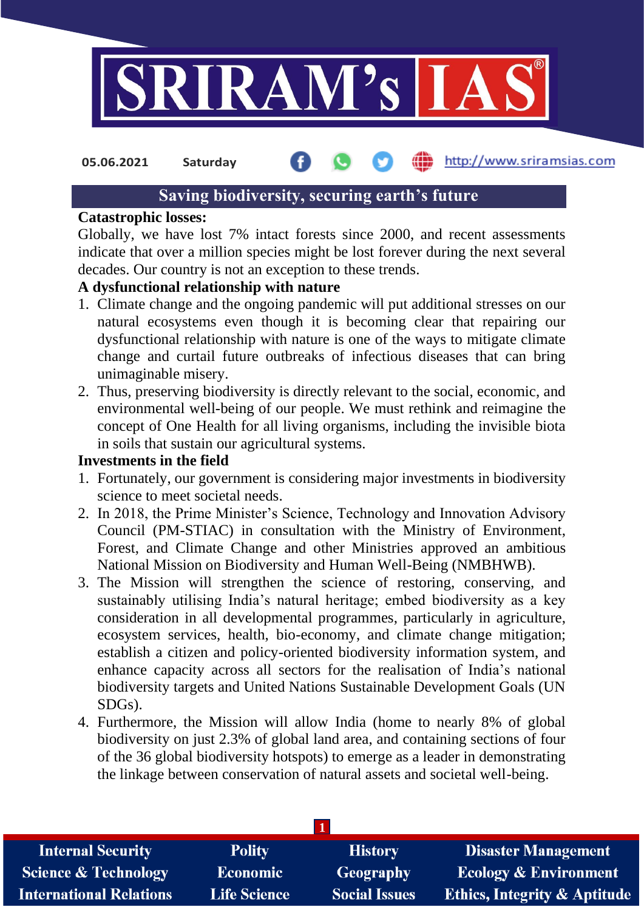05.06.2021 Saturday http://www.sriramsias.com

## Saving biodiversity, securing earth's future

**Catastrophic losses:**

Globally, we have lost 7% intact forests since 2000, and recent assessments indicate that over a million species might be lost forever during the next several decades. Our country is not an exception to these trends.

**A dysfunctional relationship with nature**

1. Climate change and the ongoing pandemic will put additional stresses on our natural ecosystems even though it is becoming clear that repairing our dysfunctional relationship with nature is one of the ways to mitigate climate change and curtail future outbreaks of infectious diseases that can bring unimaginable misery.
2. Thus, preserving biodiversity is directly relevant to the social, economic, and environmental well-being of our people. We must rethink and reimagine the concept of One Health for all living organisms, including the invisible biota in soils that sustain our agricultural systems.

**Investments in the field**

1. Fortunately, our government is considering major investments in biodiversity science to meet societal needs.
2. In 2018, the Prime Minister's Science, Technology and Innovation Advisory Council (PM-STIAC) in consultation with the Ministry of Environment, Forest, and Climate Change and other Ministries approved an ambitious National Mission on Biodiversity and Human Well-Being (NMBHWB).
3. The Mission will strengthen the science of restoring, conserving, and sustainably utilising India's natural heritage; embed biodiversity as a key consideration in all developmental programmes, particularly in agriculture, ecosystem services, health, bio-economy, and climate change mitigation; establish a citizen and policy-oriented biodiversity information system, and enhance capacity across all sectors for the realisation of India's national biodiversity targets and United Nations Sustainable Development Goals (UN SDGs).
4. Furthermore, the Mission will allow India (home to nearly 8% of global biodiversity on just 2.3% of global land area, and containing sections of four of the 36 global biodiversity hotspots) to emerge as a leader in demonstrating the linkage between conservation of natural assets and societal well-being.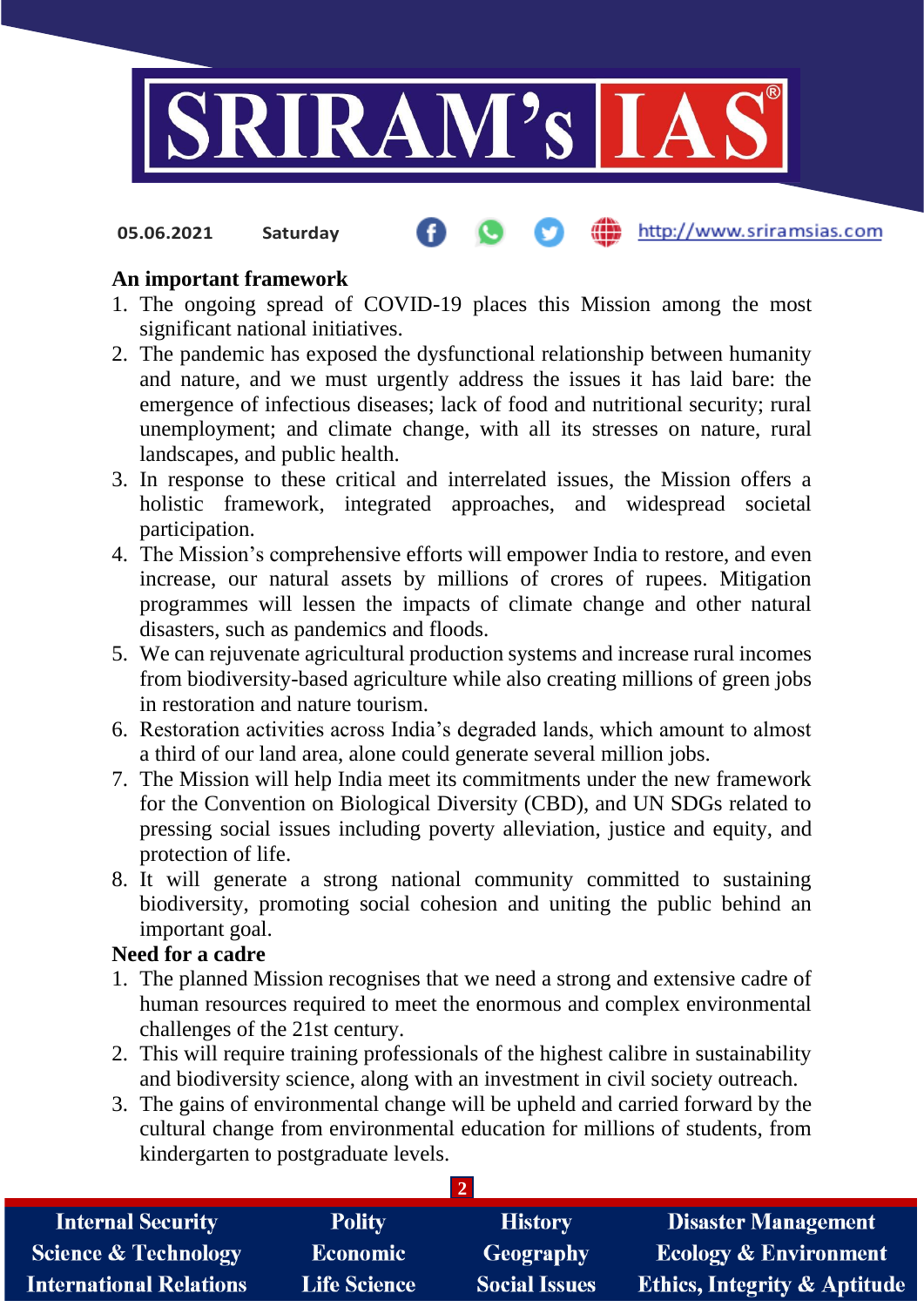### An important framework

1. The ongoing spread of COVID-19 places this Mission among the most significant national initiatives.
2. The pandemic has exposed the dysfunctional relationship between humanity and nature, and we must urgently address the issues it has laid bare: the emergence of infectious diseases; lack of food and nutritional security; rural unemployment; and climate change, with all its stresses on nature, rural landscapes, and public health.
3. In response to these critical and interrelated issues, the Mission offers a holistic framework, integrated approaches, and widespread societal participation.
4. The Mission's comprehensive efforts will empower India to restore, and even increase, our natural assets by millions of crores of rupees. Mitigation programmes will lessen the impacts of climate change and other natural disasters, such as pandemics and floods.
5. We can rejuvenate agricultural production systems and increase rural incomes from biodiversity-based agriculture while also creating millions of green jobs in restoration and nature tourism.
6. Restoration activities across India's degraded lands, which amount to almost a third of our land area, alone could generate several million jobs.
7. The Mission will help India meet its commitments under the new framework for the Convention on Biological Diversity (CBD), and UN SDGs related to pressing social issues including poverty alleviation, justice and equity, and protection of life.
8. It will generate a strong national community committed to sustaining biodiversity, promoting social cohesion and uniting the public behind an important goal.

### Need for a cadre

1. The planned Mission recognises that we need a strong and extensive cadre of human resources required to meet the enormous and complex environmental challenges of the 21st century.
2. This will require training professionals of the highest calibre in sustainability and biodiversity science, along with an investment in civil society outreach.
3. The gains of environmental change will be upheld and carried forward by the cultural change from environmental education for millions of students, from kindergarten to postgraduate levels.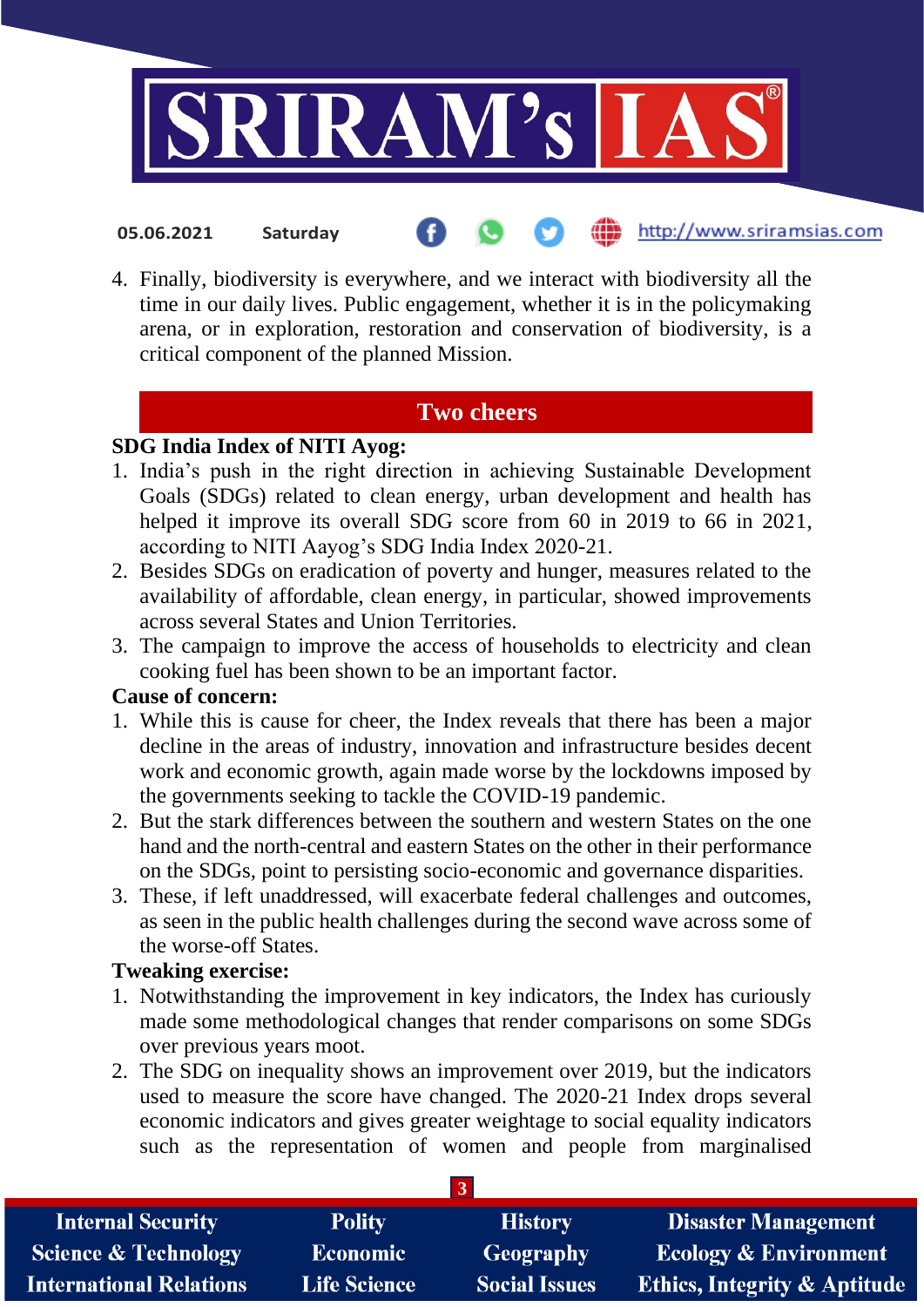4. Finally, biodiversity is everywhere, and we interact with biodiversity all the time in our daily lives. Public engagement, whether it is in the policymaking arena, or in exploration, restoration and conservation of biodiversity, is a critical component of the planned Mission.

## Two cheers

**SDG India Index of NITI Ayog:**

1. India's push in the right direction in achieving Sustainable Development Goals (SDGs) related to clean energy, urban development and health has helped it improve its overall SDG score from 60 in 2019 to 66 in 2021, according to NITI Aayog's SDG India Index 2020-21.
2. Besides SDGs on eradication of poverty and hunger, measures related to the availability of affordable, clean energy, in particular, showed improvements across several States and Union Territories.
3. The campaign to improve the access of households to electricity and clean cooking fuel has been shown to be an important factor.

**Cause of concern:**

1. While this is cause for cheer, the Index reveals that there has been a major decline in the areas of industry, innovation and infrastructure besides decent work and economic growth, again made worse by the lockdowns imposed by the governments seeking to tackle the COVID-19 pandemic.
2. But the stark differences between the southern and western States on the one hand and the north-central and eastern States on the other in their performance on the SDGs, point to persisting socio-economic and governance disparities.
3. These, if left unaddressed, will exacerbate federal challenges and outcomes, as seen in the public health challenges during the second wave across some of the worse-off States.

**Tweaking exercise:**

1. Notwithstanding the improvement in key indicators, the Index has curiously made some methodological changes that render comparisons on some SDGs over previous years moot.
2. The SDG on inequality shows an improvement over 2019, but the indicators used to measure the score have changed. The 2020-21 Index drops several economic indicators and gives greater weightage to social equality indicators such as the representation of women and people from marginalised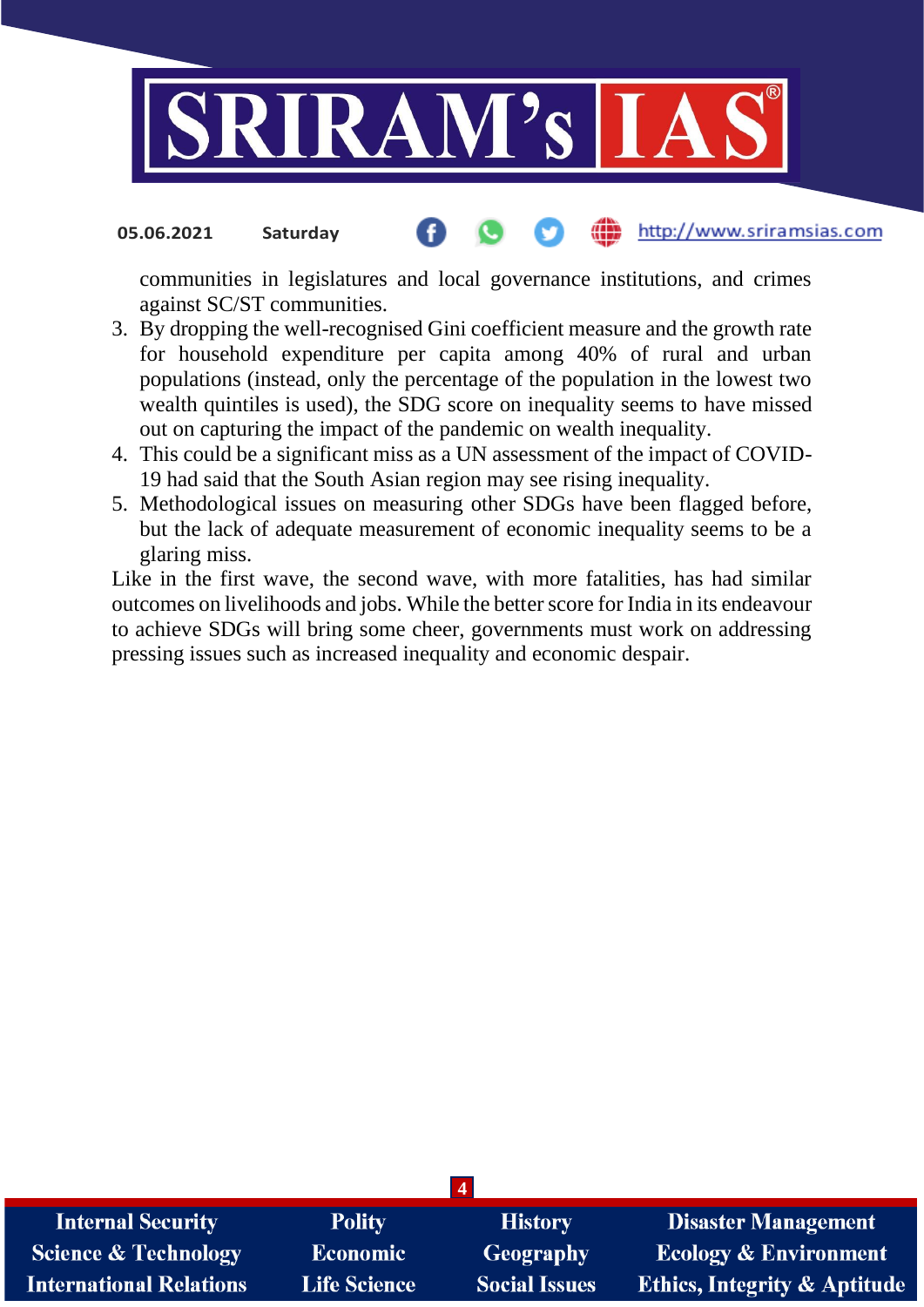communities in legislatures and local governance institutions, and crimes against SC/ST communities.

3. By dropping the well-recognised Gini coefficient measure and the growth rate for household expenditure per capita among 40% of rural and urban populations (instead, only the percentage of the population in the lowest two wealth quintiles is used), the SDG score on inequality seems to have missed out on capturing the impact of the pandemic on wealth inequality.
4. This could be a significant miss as a UN assessment of the impact of COVID-19 had said that the South Asian region may see rising inequality.
5. Methodological issues on measuring other SDGs have been flagged before, but the lack of adequate measurement of economic inequality seems to be a glaring miss.

Like in the first wave, the second wave, with more fatalities, has had similar outcomes on livelihoods and jobs. While the better score for India in its endeavour to achieve SDGs will bring some cheer, governments must work on addressing pressing issues such as increased inequality and economic despair.